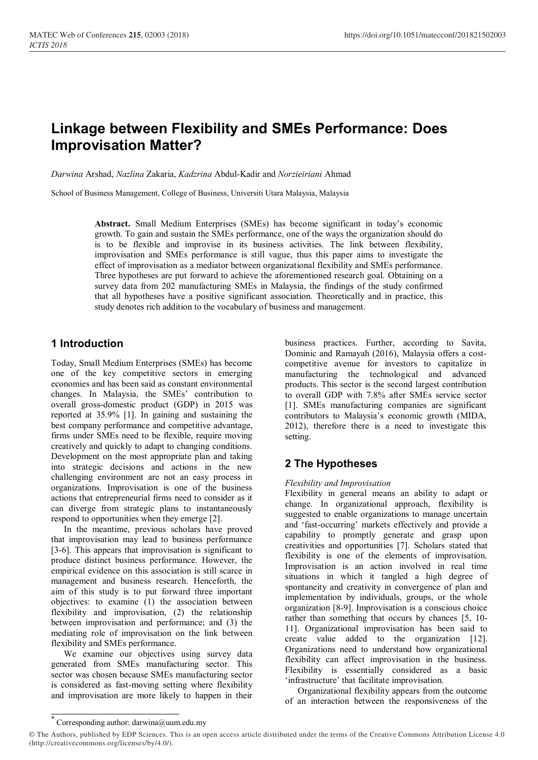# Linkage between Flexibility and SMEs Performance: Does Improvisation Matter?

*Darwina* Arshad, *Nazlina* Zakaria, *Kadzrina* Abdul-Kadir and *Norzieiriani* Ahmad

School of Business Management, College of Business, Universiti Utara Malaysia, Malaysia

**Abstract.** Small Medium Enterprises (SMEs) has become significant in today's economic growth. To gain and sustain the SMEs performance, one of the ways the organization should do is to be flexible and improvise in its business activities. The link between flexibility, improvisation and SMEs performance is still vague, thus this paper aims to investigate the effect of improvisation as a mediator between organizational flexibility and SMEs performance. Three hypotheses are put forward to achieve the aforementioned research goal. Obtaining on a survey data from 202 manufacturing SMEs in Malaysia, the findings of the study confirmed that all hypotheses have a positive significant association. Theoretically and in practice, this study denotes rich addition to the vocabulary of business and management.

## 1 Introduction

Today, Small Medium Enterprises (SMEs) has become one of the key competitive sectors in emerging economies and has been said as constant environmental changes. In Malaysia, the SMEs' contribution to overall gross-domestic product (GDP) in 2015 was reported at 35.9% [1]. In gaining and sustaining the best company performance and competitive advantage, firms under SMEs need to be flexible, require moving creatively and quickly to adapt to changing conditions. Development on the most appropriate plan and taking into strategic decisions and actions in the new challenging environment are not an easy process in organizations. Improvisation is one of the business actions that entrepreneurial firms need to consider as it can diverge from strategic plans to instantaneously respond to opportunities when they emerge [2].

In the meantime, previous scholars have proved that improvisation may lead to business performance [3-6]. This appears that improvisation is significant to produce distinct business performance. However, the empirical evidence on this association is still scarce in management and business research. Henceforth, the aim of this study is to put forward three important objectives: to examine (1) the association between flexibility and improvisation, (2) the relationship between improvisation and performance; and (3) the mediating role of improvisation on the link between flexibility and SMEs performance.

We examine our objectives using survey data generated from SMEs manufacturing sector. This sector was chosen because SMEs manufacturing sector is considered as fast-moving setting where flexibility and improvisation are more likely to happen in their business practices. Further, according to Savita, Dominic and Ramayah (2016), Malaysia offers a cost-competitive avenue for investors to capitalize in manufacturing the technological and advanced products. This sector is the second largest contribution to overall GDP with 7.8% after SMEs service sector [1]. SMEs manufacturing companies are significant contributors to Malaysia's economic growth (MIDA, 2012), therefore there is a need to investigate this setting.

## 2 The Hypotheses

*Flexibility and Improvisation*

Flexibility in general means an ability to adapt or change. In organizational approach, flexibility is suggested to enable organizations to manage uncertain and 'fast-occurring' markets effectively and provide a capability to promptly generate and grasp upon creativities and opportunities [7]. Scholars stated that flexibility is one of the elements of improvisation. Improvisation is an action involved in real time situations in which it tangled a high degree of spontaneity and creativity in convergence of plan and implementation by individuals, groups, or the whole organization [8-9]. Improvisation is a conscious choice rather than something that occurs by chances [5, 10-11]. Organizational improvisation has been said to create value added to the organization [12]. Organizations need to understand how organizational flexibility can affect improvisation in the business. Flexibility is essentially considered as a basic 'infrastructure' that facilitate improvisation.

Organizational flexibility appears from the outcome of an interaction between the responsiveness of the

* Corresponding author: darwina@uum.edu.my

© The Authors, published by EDP Sciences. This is an open access article distributed under the terms of the Creative Commons Attribution License 4.0 (http://creativecommons.org/licenses/by/4.0/).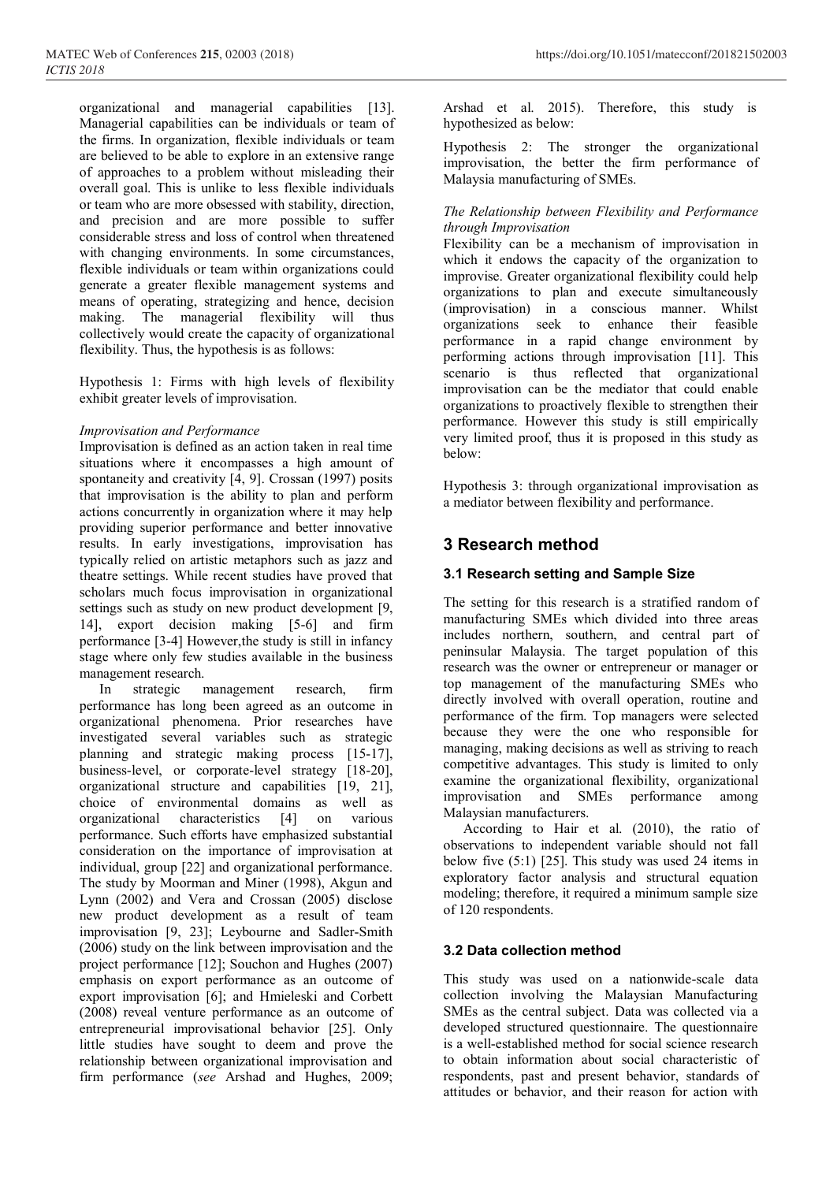organizational and managerial capabilities [13]. Managerial capabilities can be individuals or team of the firms. In organization, flexible individuals or team are believed to be able to explore in an extensive range of approaches to a problem without misleading their overall goal. This is unlike to less flexible individuals or team who are more obsessed with stability, direction, and precision and are more possible to suffer considerable stress and loss of control when threatened with changing environments. In some circumstances, flexible individuals or team within organizations could generate a greater flexible management systems and means of operating, strategizing and hence, decision making. The managerial flexibility will thus collectively would create the capacity of organizational flexibility. Thus, the hypothesis is as follows:

Hypothesis 1: Firms with high levels of flexibility exhibit greater levels of improvisation.

*Improvisation and Performance*

Improvisation is defined as an action taken in real time situations where it encompasses a high amount of spontaneity and creativity [4, 9]. Crossan (1997) posits that improvisation is the ability to plan and perform actions concurrently in organization where it may help providing superior performance and better innovative results. In early investigations, improvisation has typically relied on artistic metaphors such as jazz and theatre settings. While recent studies have proved that scholars much focus improvisation in organizational settings such as study on new product development [9, 14], export decision making [5-6] and firm performance [3-4] However,the study is still in infancy stage where only few studies available in the business management research.

In strategic management research, firm performance has long been agreed as an outcome in organizational phenomena. Prior researches have investigated several variables such as strategic planning and strategic making process [15-17], business-level, or corporate-level strategy [18-20], organizational structure and capabilities [19, 21], choice of environmental domains as well as organizational characteristics [4] on various performance. Such efforts have emphasized substantial consideration on the importance of improvisation at individual, group [22] and organizational performance. The study by Moorman and Miner (1998), Akgun and Lynn (2002) and Vera and Crossan (2005) disclose new product development as a result of team improvisation [9, 23]; Leybourne and Sadler-Smith (2006) study on the link between improvisation and the project performance [12]; Souchon and Hughes (2007) emphasis on export performance as an outcome of export improvisation [6]; and Hmieleski and Corbett (2008) reveal venture performance as an outcome of entrepreneurial improvisational behavior [25]. Only little studies have sought to deem and prove the relationship between organizational improvisation and firm performance (*see* Arshad and Hughes, 2009; Arshad et al. 2015). Therefore, this study is hypothesized as below:

Hypothesis 2: The stronger the organizational improvisation, the better the firm performance of Malaysia manufacturing of SMEs.

*The Relationship between Flexibility and Performance through Improvisation*

Flexibility can be a mechanism of improvisation in which it endows the capacity of the organization to improvise. Greater organizational flexibility could help organizations to plan and execute simultaneously (improvisation) in a conscious manner. Whilst organizations seek to enhance their feasible performance in a rapid change environment by performing actions through improvisation [11]. This scenario is thus reflected that organizational improvisation can be the mediator that could enable organizations to proactively flexible to strengthen their performance. However this study is still empirically very limited proof, thus it is proposed in this study as below:

Hypothesis 3: through organizational improvisation as a mediator between flexibility and performance.

## 3 Research method

### 3.1 Research setting and Sample Size

The setting for this research is a stratified random of manufacturing SMEs which divided into three areas includes northern, southern, and central part of peninsular Malaysia. The target population of this research was the owner or entrepreneur or manager or top management of the manufacturing SMEs who directly involved with overall operation, routine and performance of the firm. Top managers were selected because they were the one who responsible for managing, making decisions as well as striving to reach competitive advantages. This study is limited to only examine the organizational flexibility, organizational improvisation and SMEs performance among Malaysian manufacturers.

According to Hair et al. (2010), the ratio of observations to independent variable should not fall below five (5:1) [25]. This study was used 24 items in exploratory factor analysis and structural equation modeling; therefore, it required a minimum sample size of 120 respondents.

### 3.2 Data collection method

This study was used on a nationwide-scale data collection involving the Malaysian Manufacturing SMEs as the central subject. Data was collected via a developed structured questionnaire. The questionnaire is a well-established method for social science research to obtain information about social characteristic of respondents, past and present behavior, standards of attitudes or behavior, and their reason for action with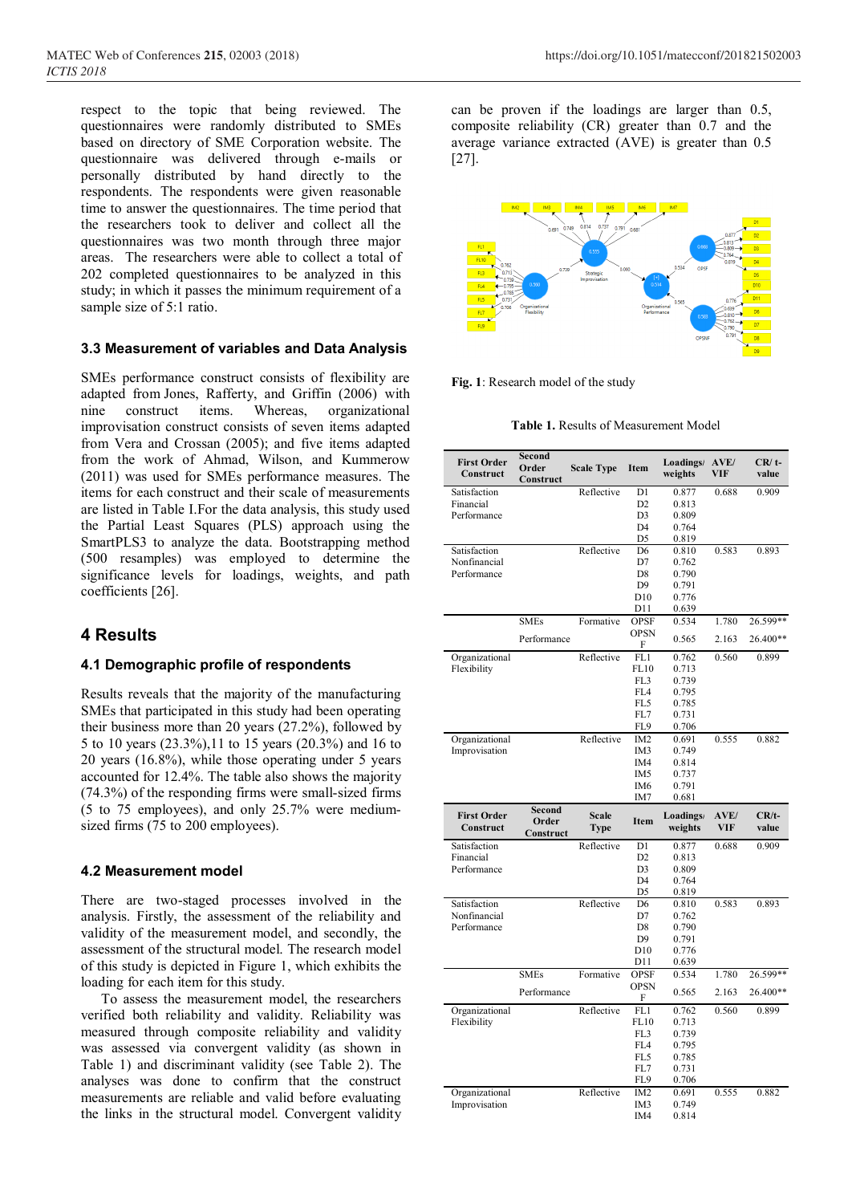respect to the topic that being reviewed. The questionnaires were randomly distributed to SMEs based on directory of SME Corporation website. The questionnaire was delivered through e-mails or personally distributed by hand directly to the respondents. The respondents were given reasonable time to answer the questionnaires. The time period that the researchers took to deliver and collect all the questionnaires was two month through three major areas. The researchers were able to collect a total of 202 completed questionnaires to be analyzed in this study; in which it passes the minimum requirement of a sample size of 5:1 ratio.

### 3.3 Measurement of variables and Data Analysis

SMEs performance construct consists of flexibility are adapted from Jones, Rafferty, and Griffin (2006) with nine construct items. Whereas, organizational improvisation construct consists of seven items adapted from Vera and Crossan (2005); and five items adapted from the work of Ahmad, Wilson, and Kummerow (2011) was used for SMEs performance measures. The items for each construct and their scale of measurements are listed in Table I.For the data analysis, this study used the Partial Least Squares (PLS) approach using the SmartPLS3 to analyze the data. Bootstrapping method (500 resamples) was employed to determine the significance levels for loadings, weights, and path coefficients [26].

## 4 Results

### 4.1 Demographic profile of respondents

Results reveals that the majority of the manufacturing SMEs that participated in this study had been operating their business more than 20 years (27.2%), followed by 5 to 10 years (23.3%),11 to 15 years (20.3%) and 16 to 20 years (16.8%), while those operating under 5 years accounted for 12.4%. The table also shows the majority (74.3%) of the responding firms were small-sized firms (5 to 75 employees), and only 25.7% were medium-sized firms (75 to 200 employees).

### 4.2 Measurement model

There are two-staged processes involved in the analysis. Firstly, the assessment of the reliability and validity of the measurement model, and secondly, the assessment of the structural model. The research model of this study is depicted in Figure 1, which exhibits the loading for each item for this study.

To assess the measurement model, the researchers verified both reliability and validity. Reliability was measured through composite reliability and validity was assessed via convergent validity (as shown in Table 1) and discriminant validity (see Table 2). The analyses was done to confirm that the construct measurements are reliable and valid before evaluating the links in the structural model. Convergent validity can be proven if the loadings are larger than 0.5, composite reliability (CR) greater than 0.7 and the average variance extracted (AVE) is greater than 0.5 [27].

**Fig. 1**: Research model of the study

**Table 1.** Results of Measurement Model

| First Order Construct | Second Order Construct | Scale Type | Item | Loadings/ weights | AVE/ VIF | CR/ t-value |
|---|---|---|---|---|---|---|
| Satisfaction Financial Performance | | Reflective | D1 | 0.877 | 0.688 | 0.909 |
| | | | D2 | 0.813 | | |
| | | | D3 | 0.809 | | |
| | | | D4 | 0.764 | | |
| | | | D5 | 0.819 | | |
| Satisfaction Nonfinancial Performance | | Reflective | D6 | 0.810 | 0.583 | 0.893 |
| | | | D7 | 0.762 | | |
| | | | D8 | 0.790 | | |
| | | | D9 | 0.791 | | |
| | | | D10 | 0.776 | | |
| | | | D11 | 0.639 | | |
| | SMEs | Formative | OPSF | 0.534 | 1.780 | 26.599** |
| | Performance | | OPSNF | 0.565 | 2.163 | 26.400** |
| Organizational Flexibility | | Reflective | FL1 | 0.762 | 0.560 | 0.899 |
| | | | FL10 | 0.713 | | |
| | | | FL3 | 0.739 | | |
| | | | FL4 | 0.795 | | |
| | | | FL5 | 0.785 | | |
| | | | FL7 | 0.731 | | |
| | | | FL9 | 0.706 | | |
| Organizational Improvisation | | Reflective | IM2 | 0.691 | 0.555 | 0.882 |
| | | | IM3 | 0.749 | | |
| | | | IM4 | 0.814 | | |
| | | | IM5 | 0.737 | | |
| | | | IM6 | 0.791 | | |
| | | | IM7 | 0.681 | | |

| First Order Construct | Second Order Construct | Scale Type | Item | Loadings/ weights | AVE/ VIF | CR/t-value |
|---|---|---|---|---|---|---|
| Satisfaction Financial Performance | | Reflective | D1 | 0.877 | 0.688 | 0.909 |
| | | | D2 | 0.813 | | |
| | | | D3 | 0.809 | | |
| | | | D4 | 0.764 | | |
| | | | D5 | 0.819 | | |
| Satisfaction Nonfinancial Performance | | Reflective | D6 | 0.810 | 0.583 | 0.893 |
| | | | D7 | 0.762 | | |
| | | | D8 | 0.790 | | |
| | | | D9 | 0.791 | | |
| | | | D10 | 0.776 | | |
| | | | D11 | 0.639 | | |
| | SMEs | Formative | OPSF | 0.534 | 1.780 | 26.599** |
| | Performance | | OPSNF | 0.565 | 2.163 | 26.400** |
| Organizational Flexibility | | Reflective | FL1 | 0.762 | 0.560 | 0.899 |
| | | | FL10 | 0.713 | | |
| | | | FL3 | 0.739 | | |
| | | | FL4 | 0.795 | | |
| | | | FL5 | 0.785 | | |
| | | | FL7 | 0.731 | | |
| | | | FL9 | 0.706 | | |
| Organizational Improvisation | | Reflective | IM2 | 0.691 | 0.555 | 0.882 |
| | | | IM3 | 0.749 | | |
| | | | IM4 | 0.814 | | |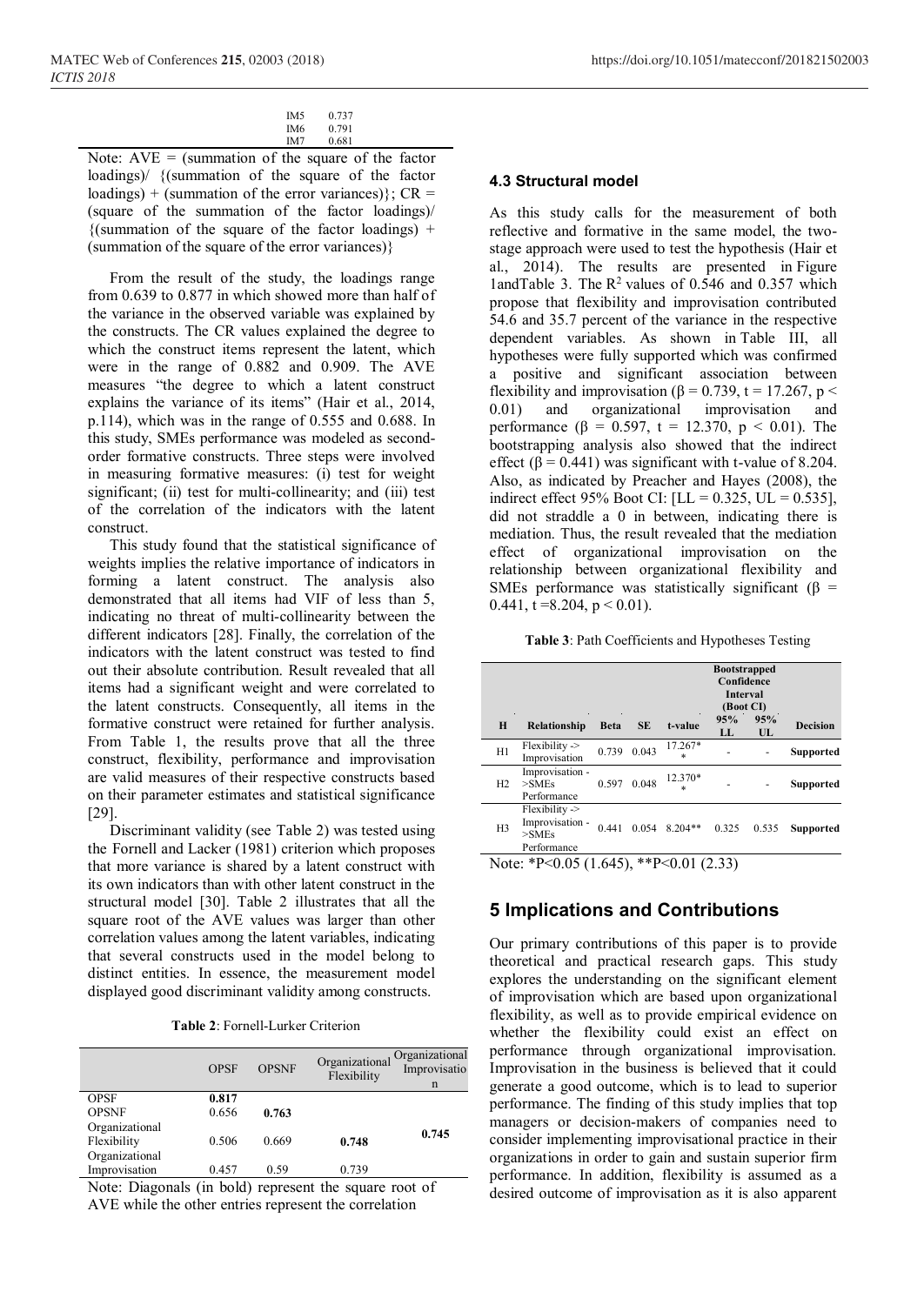| | |
|---|---|
| IM5 | 0.737 |
| IM6 | 0.791 |
| IM7 | 0.681 |

Note: AVE = (summation of the square of the factor loadings)/ {(summation of the square of the factor loadings) + (summation of the error variances)}; CR = (square of the summation of the factor loadings)/ {(summation of the square of the factor loadings) + (summation of the square of the error variances)}

From the result of the study, the loadings range from 0.639 to 0.877 in which showed more than half of the variance in the observed variable was explained by the constructs. The CR values explained the degree to which the construct items represent the latent, which were in the range of 0.882 and 0.909. The AVE measures "the degree to which a latent construct explains the variance of its items" (Hair et al., 2014, p.114), which was in the range of 0.555 and 0.688. In this study, SMEs performance was modeled as second-order formative constructs. Three steps were involved in measuring formative measures: (i) test for weight significant; (ii) test for multi-collinearity; and (iii) test of the correlation of the indicators with the latent construct.

This study found that the statistical significance of weights implies the relative importance of indicators in forming a latent construct. The analysis also demonstrated that all items had VIF of less than 5, indicating no threat of multi-collinearity between the different indicators [28]. Finally, the correlation of the indicators with the latent construct was tested to find out their absolute contribution. Result revealed that all items had a significant weight and were correlated to the latent constructs. Consequently, all items in the formative construct were retained for further analysis. From Table 1, the results prove that all the three construct, flexibility, performance and improvisation are valid measures of their respective constructs based on their parameter estimates and statistical significance [29].

Discriminant validity (see Table 2) was tested using the Fornell and Lacker (1981) criterion which proposes that more variance is shared by a latent construct with its own indicators than with other latent construct in the structural model [30]. Table 2 illustrates that all the square root of the AVE values was larger than other correlation values among the latent variables, indicating that several constructs used in the model belong to distinct entities. In essence, the measurement model displayed good discriminant validity among constructs.

**Table 2**: Fornell-Lurker Criterion

| | OPSF | OPSNF | Organizational Flexibility | Organizational Improvisation |
|---|---|---|---|---|
| OPSF | **0.817** | | | |
| OPSNF | 0.656 | **0.763** | | |
| Organizational Flexibility | 0.506 | 0.669 | **0.748** | **0.745** |
| Organizational Improvisation | 0.457 | 0.59 | 0.739 | |

Note: Diagonals (in bold) represent the square root of AVE while the other entries represent the correlation

### 4.3 Structural model

As this study calls for the measurement of both reflective and formative in the same model, the two-stage approach were used to test the hypothesis (Hair et al., 2014). The results are presented in Figure 1andTable 3. The $R^2$ values of 0.546 and 0.357 which propose that flexibility and improvisation contributed 54.6 and 35.7 percent of the variance in the respective dependent variables. As shown in Table III, all hypotheses were fully supported which was confirmed a positive and significant association between flexibility and improvisation ($\beta = 0.739$, $t = 17.267$, $p < 0.01$) and organizational improvisation and performance ($\beta = 0.597$, $t = 12.370$, $p < 0.01$). The bootstrapping analysis also showed that the indirect effect ($\beta = 0.441$) was significant with t-value of 8.204. Also, as indicated by Preacher and Hayes (2008), the indirect effect 95% Boot CI: [LL = 0.325, UL = 0.535], did not straddle a 0 in between, indicating there is mediation. Thus, the result revealed that the mediation effect of organizational improvisation on the relationship between organizational flexibility and SMEs performance was statistically significant ($\beta = 0.441$, $t = 8.204$, $p < 0.01$).

**Table 3**: Path Coefficients and Hypotheses Testing

| H | Relationship | Beta | SE | t-value | Bootstrapped Confidence Interval (Boot CI) 95% LL | 95% UL | Decision |
|---|---|---|---|---|---|---|---|
| H1 | Flexibility -> Improvisation | 0.739 | 0.043 | 17.267** | - | - | **Supported** |
| H2 | Improvisation -> SMEs Performance | 0.597 | 0.048 | 12.370** | - | - | **Supported** |
| H3 | Flexibility -> Improvisation -> SMEs Performance | 0.441 | 0.054 | 8.204** | 0.325 | 0.535 | **Supported** |

Note: *P<0.05 (1.645), **P<0.01 (2.33)

## 5 Implications and Contributions

Our primary contributions of this paper is to provide theoretical and practical research gaps. This study explores the understanding on the significant element of improvisation which are based upon organizational flexibility, as well as to provide empirical evidence on whether the flexibility could exist an effect on performance through organizational improvisation. Improvisation in the business is believed that it could generate a good outcome, which is to lead to superior performance. The finding of this study implies that top managers or decision-makers of companies need to consider implementing improvisational practice in their organizations in order to gain and sustain superior firm performance. In addition, flexibility is assumed as a desired outcome of improvisation as it is also apparent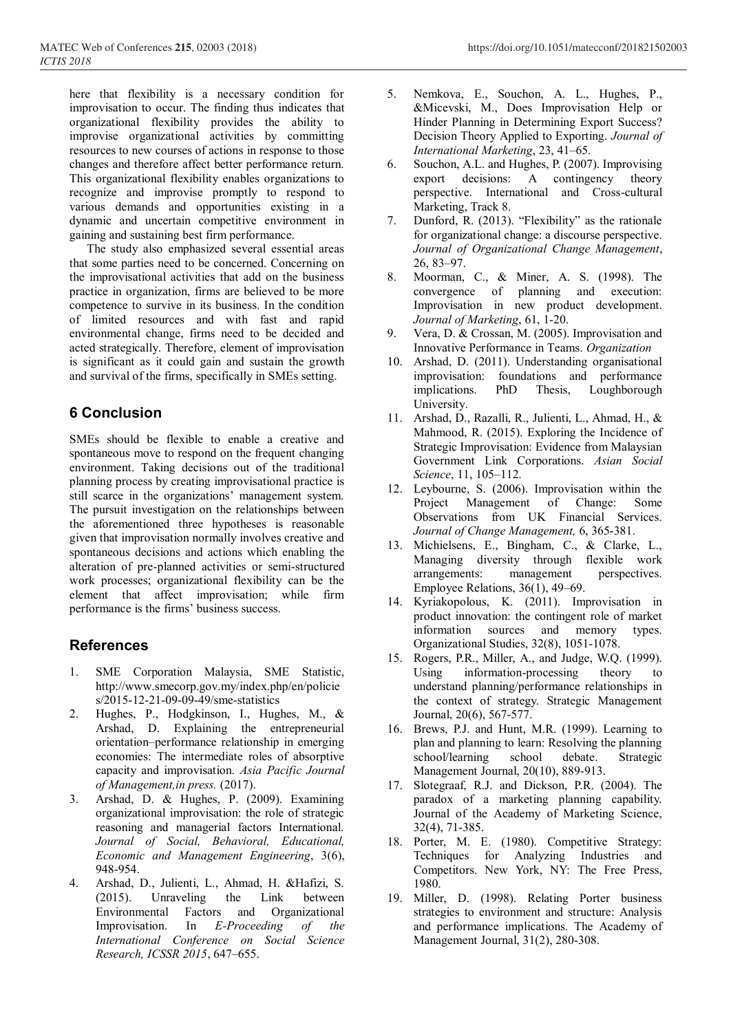here that flexibility is a necessary condition for improvisation to occur. The finding thus indicates that organizational flexibility provides the ability to improvise organizational activities by committing resources to new courses of actions in response to those changes and therefore affect better performance return. This organizational flexibility enables organizations to recognize and improvise promptly to respond to various demands and opportunities existing in a dynamic and uncertain competitive environment in gaining and sustaining best firm performance.

The study also emphasized several essential areas that some parties need to be concerned. Concerning on the improvisational activities that add on the business practice in organization, firms are believed to be more competence to survive in its business. In the condition of limited resources and with fast and rapid environmental change, firms need to be decided and acted strategically. Therefore, element of improvisation is significant as it could gain and sustain the growth and survival of the firms, specifically in SMEs setting.

## 6 Conclusion

SMEs should be flexible to enable a creative and spontaneous move to respond on the frequent changing environment. Taking decisions out of the traditional planning process by creating improvisational practice is still scarce in the organizations' management system. The pursuit investigation on the relationships between the aforementioned three hypotheses is reasonable given that improvisation normally involves creative and spontaneous decisions and actions which enabling the alteration of pre-planned activities or semi-structured work processes; organizational flexibility can be the element that affect improvisation; while firm performance is the firms' business success.

## References

1. SME Corporation Malaysia, SME Statistic, http://www.smecorp.gov.my/index.php/en/policies/2015-12-21-09-09-49/sme-statistics
2. Hughes, P., Hodgkinson, I., Hughes, M., & Arshad, D. Explaining the entrepreneurial orientation–performance relationship in emerging economies: The intermediate roles of absorptive capacity and improvisation. *Asia Pacific Journal of Management,in press.* (2017).
3. Arshad, D. & Hughes, P. (2009). Examining organizational improvisation: the role of strategic reasoning and managerial factors International. *Journal of Social, Behavioral, Educational, Economic and Management Engineering*, 3(6), 948-954.
4. Arshad, D., Julienti, L., Ahmad, H. &Hafizi, S. (2015). Unraveling the Link between Environmental Factors and Organizational Improvisation. In *E-Proceeding of the International Conference on Social Science Research, ICSSR 2015*, 647–655.
5. Nemkova, E., Souchon, A. L., Hughes, P., &Micevski, M., Does Improvisation Help or Hinder Planning in Determining Export Success? Decision Theory Applied to Exporting. *Journal of International Marketing*, 23, 41–65.
6. Souchon, A.L. and Hughes, P. (2007). Improvising export decisions: A contingency theory perspective. International and Cross-cultural Marketing, Track 8.
7. Dunford, R. (2013). "Flexibility" as the rationale for organizational change: a discourse perspective. *Journal of Organizational Change Management*, 26, 83–97.
8. Moorman, C., & Miner, A. S. (1998). The convergence of planning and execution: Improvisation in new product development. *Journal of Marketing*, 61, 1-20.
9. Vera, D. & Crossan, M. (2005). Improvisation and Innovative Performance in Teams. *Organization*
10. Arshad, D. (2011). Understanding organisational improvisation: foundations and performance implications. PhD Thesis, Loughborough University.
11. Arshad, D., Razalli, R., Julienti, L., Ahmad, H., & Mahmood, R. (2015). Exploring the Incidence of Strategic Improvisation: Evidence from Malaysian Government Link Corporations. *Asian Social Science*, 11, 105–112.
12. Leybourne, S. (2006). Improvisation within the Project Management of Change: Some Observations from UK Financial Services. *Journal of Change Management,* 6, 365-381.
13. Michielsens, E., Bingham, C., & Clarke, L., Managing diversity through flexible work arrangements: management perspectives. Employee Relations, 36(1), 49–69.
14. Kyriakopolous, K. (2011). Improvisation in product innovation: the contingent role of market information sources and memory types. Organizational Studies, 32(8), 1051-1078.
15. Rogers, P.R., Miller, A., and Judge, W.Q. (1999). Using information-processing theory to understand planning/performance relationships in the context of strategy. Strategic Management Journal, 20(6), 567-577.
16. Brews, P.J. and Hunt, M.R. (1999). Learning to plan and planning to learn: Resolving the planning school/learning school debate. Strategic Management Journal, 20(10), 889-913.
17. Slotegraaf, R.J. and Dickson, P.R. (2004). The paradox of a marketing planning capability. Journal of the Academy of Marketing Science, 32(4), 71-385.
18. Porter, M. E. (1980). Competitive Strategy: Techniques for Analyzing Industries and Competitors. New York, NY: The Free Press, 1980.
19. Miller, D. (1998). Relating Porter business strategies to environment and structure: Analysis and performance implications. The Academy of Management Journal, 31(2), 280-308.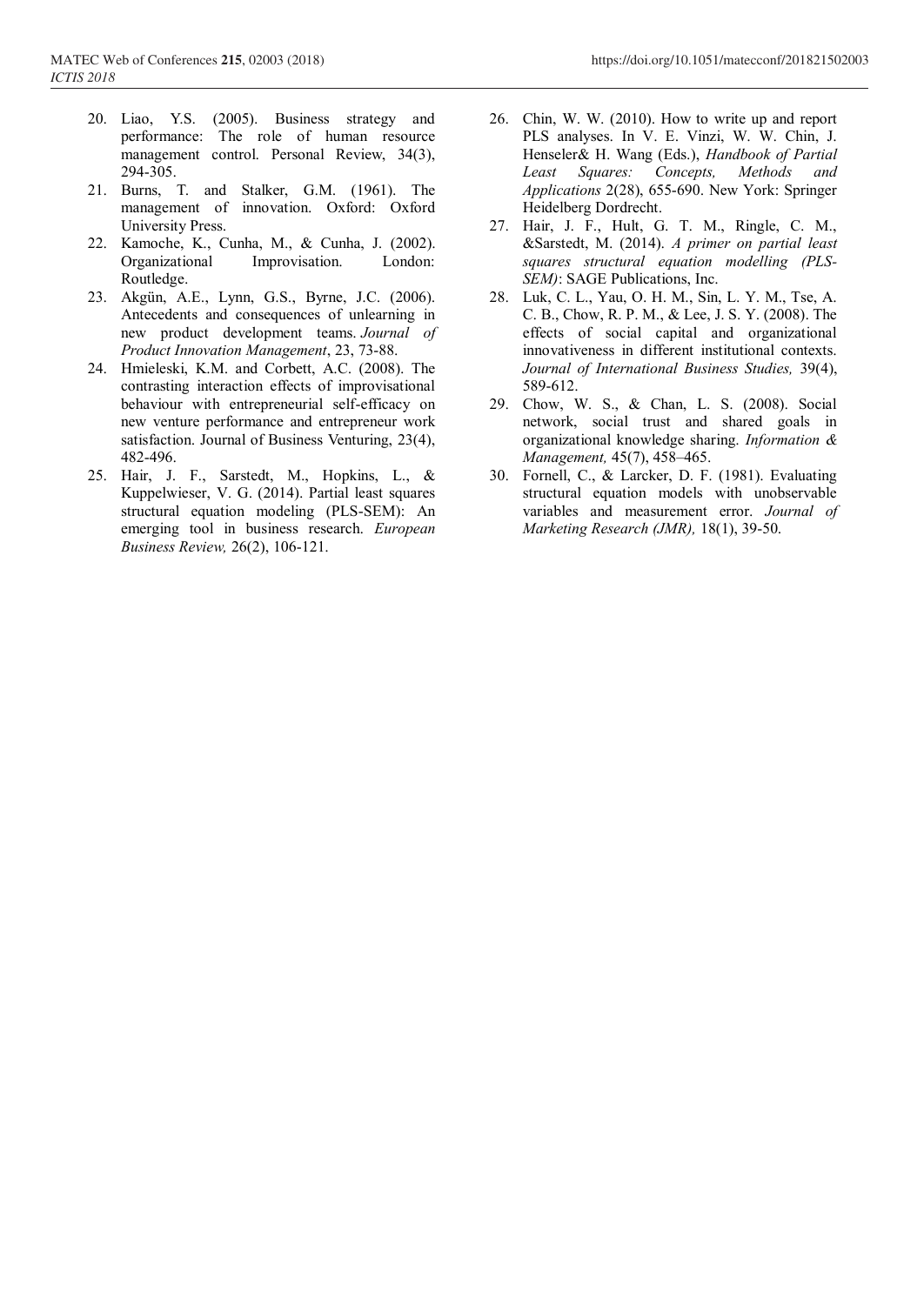20. Liao, Y.S. (2005). Business strategy and performance: The role of human resource management control. Personal Review, 34(3), 294-305.
21. Burns, T. and Stalker, G.M. (1961). The management of innovation. Oxford: Oxford University Press.
22. Kamoche, K., Cunha, M., & Cunha, J. (2002). Organizational Improvisation. London: Routledge.
23. Akgün, A.E., Lynn, G.S., Byrne, J.C. (2006). Antecedents and consequences of unlearning in new product development teams. *Journal of Product Innovation Management*, 23, 73-88.
24. Hmieleski, K.M. and Corbett, A.C. (2008). The contrasting interaction effects of improvisational behaviour with entrepreneurial self-efficacy on new venture performance and entrepreneur work satisfaction. Journal of Business Venturing, 23(4), 482-496.
25. Hair, J. F., Sarstedt, M., Hopkins, L., & Kuppelwieser, V. G. (2014). Partial least squares structural equation modeling (PLS-SEM): An emerging tool in business research. *European Business Review,* 26(2), 106-121.
26. Chin, W. W. (2010). How to write up and report PLS analyses. In V. E. Vinzi, W. W. Chin, J. Henseler& H. Wang (Eds.), *Handbook of Partial Least Squares: Concepts, Methods and Applications* 2(28), 655-690. New York: Springer Heidelberg Dordrecht.
27. Hair, J. F., Hult, G. T. M., Ringle, C. M., &Sarstedt, M. (2014). *A primer on partial least squares structural equation modelling (PLS-SEM)*: SAGE Publications, Inc.
28. Luk, C. L., Yau, O. H. M., Sin, L. Y. M., Tse, A. C. B., Chow, R. P. M., & Lee, J. S. Y. (2008). The effects of social capital and organizational innovativeness in different institutional contexts. *Journal of International Business Studies,* 39(4), 589-612.
29. Chow, W. S., & Chan, L. S. (2008). Social network, social trust and shared goals in organizational knowledge sharing. *Information & Management,* 45(7), 458–465.
30. Fornell, C., & Larcker, D. F. (1981). Evaluating structural equation models with unobservable variables and measurement error. *Journal of Marketing Research (JMR),* 18(1), 39-50.